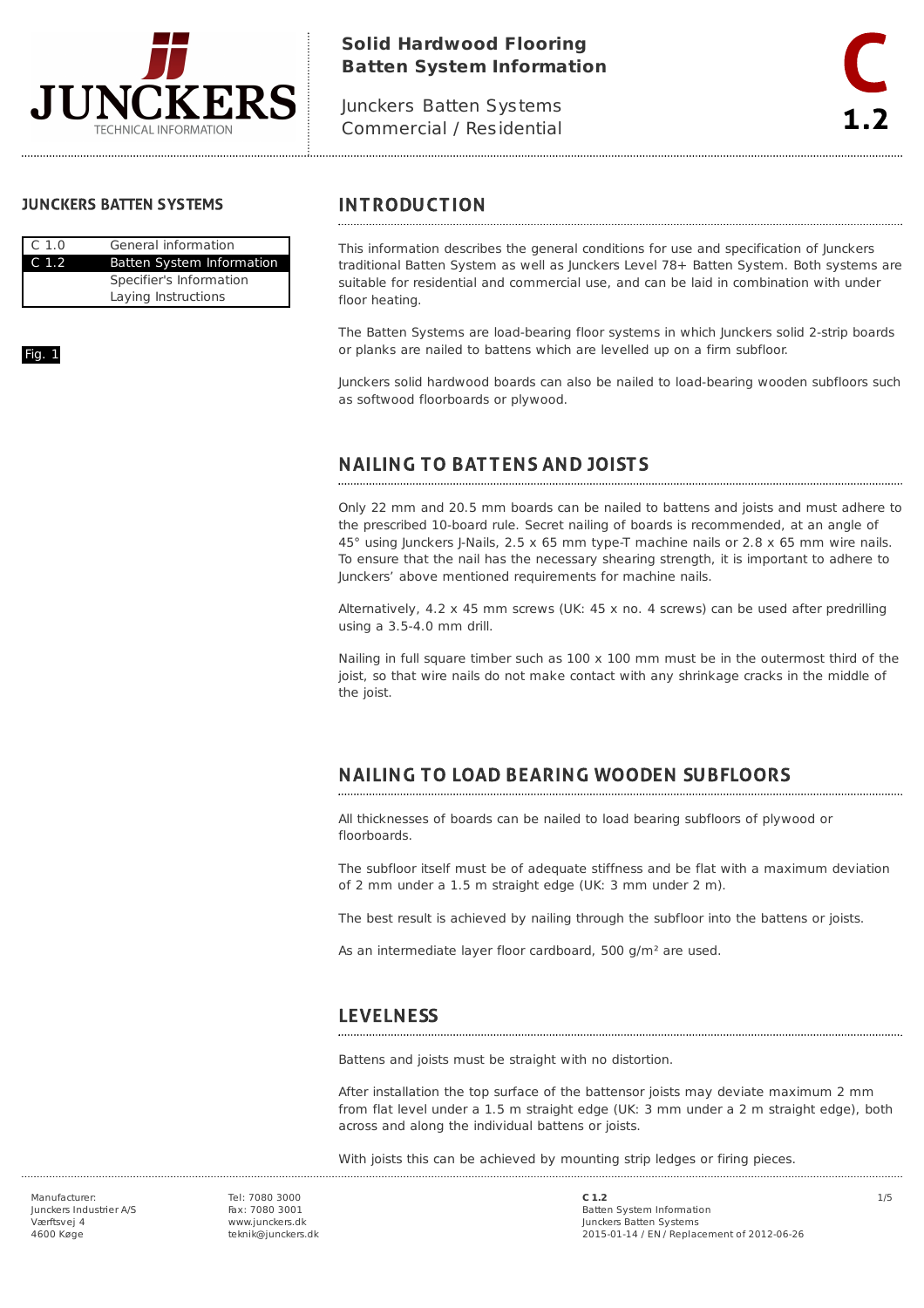# Solid Hardwood Flooring Batten System Information

Junckers Batten Systems
Commercial / Residential

C 1.2

## JUNCKERS BATTEN SYSTEMS

| | |
|---|---|
| C 1.0 | General information |
| C 1.2 | Batten System Information |
| | Specifier's Information |
| | Laying Instructions |

Fig. 1

## INTRODUCTION

This information describes the general conditions for use and specification of Junckers traditional Batten System as well as Junckers Level 78+ Batten System. Both systems are suitable for residential and commercial use, and can be laid in combination with under floor heating.

The Batten Systems are load-bearing floor systems in which Junckers solid 2-strip boards or planks are nailed to battens which are levelled up on a firm subfloor.

Junckers solid hardwood boards can also be nailed to load-bearing wooden subfloors such as softwood floorboards or plywood.

## NAILING TO BATTENS AND JOISTS

Only 22 mm and 20.5 mm boards can be nailed to battens and joists and must adhere to the prescribed 10-board rule. Secret nailing of boards is recommended, at an angle of 45° using Junckers J-Nails, 2.5 x 65 mm type-T machine nails or 2.8 x 65 mm wire nails. To ensure that the nail has the necessary shearing strength, it is important to adhere to Junckers' above mentioned requirements for machine nails.

Alternatively, 4.2 x 45 mm screws (UK: 45 x no. 4 screws) can be used after predrilling using a 3.5-4.0 mm drill.

Nailing in full square timber such as 100 x 100 mm must be in the outermost third of the joist, so that wire nails do not make contact with any shrinkage cracks in the middle of the joist.

## NAILING TO LOAD BEARING WOODEN SUBFLOORS

All thicknesses of boards can be nailed to load bearing subfloors of plywood or floorboards.

The subfloor itself must be of adequate stiffness and be flat with a maximum deviation of 2 mm under a 1.5 m straight edge (UK: 3 mm under 2 m).

The best result is achieved by nailing through the subfloor into the battens or joists.

As an intermediate layer floor cardboard, 500 g/m² are used.

## LEVELNESS

Battens and joists must be straight with no distortion.

After installation the top surface of the battensor joists may deviate maximum 2 mm from flat level under a 1.5 m straight edge (UK: 3 mm under a 2 m straight edge), both across and along the individual battens or joists.

With joists this can be achieved by mounting strip ledges or firing pieces.

Manufacturer:
Junckers Industrier A/S
Værftsvej 4
4600 Køge

Tel: 7080 3000
Fax: 7080 3001
www.junckers.dk
teknik@junckers.dk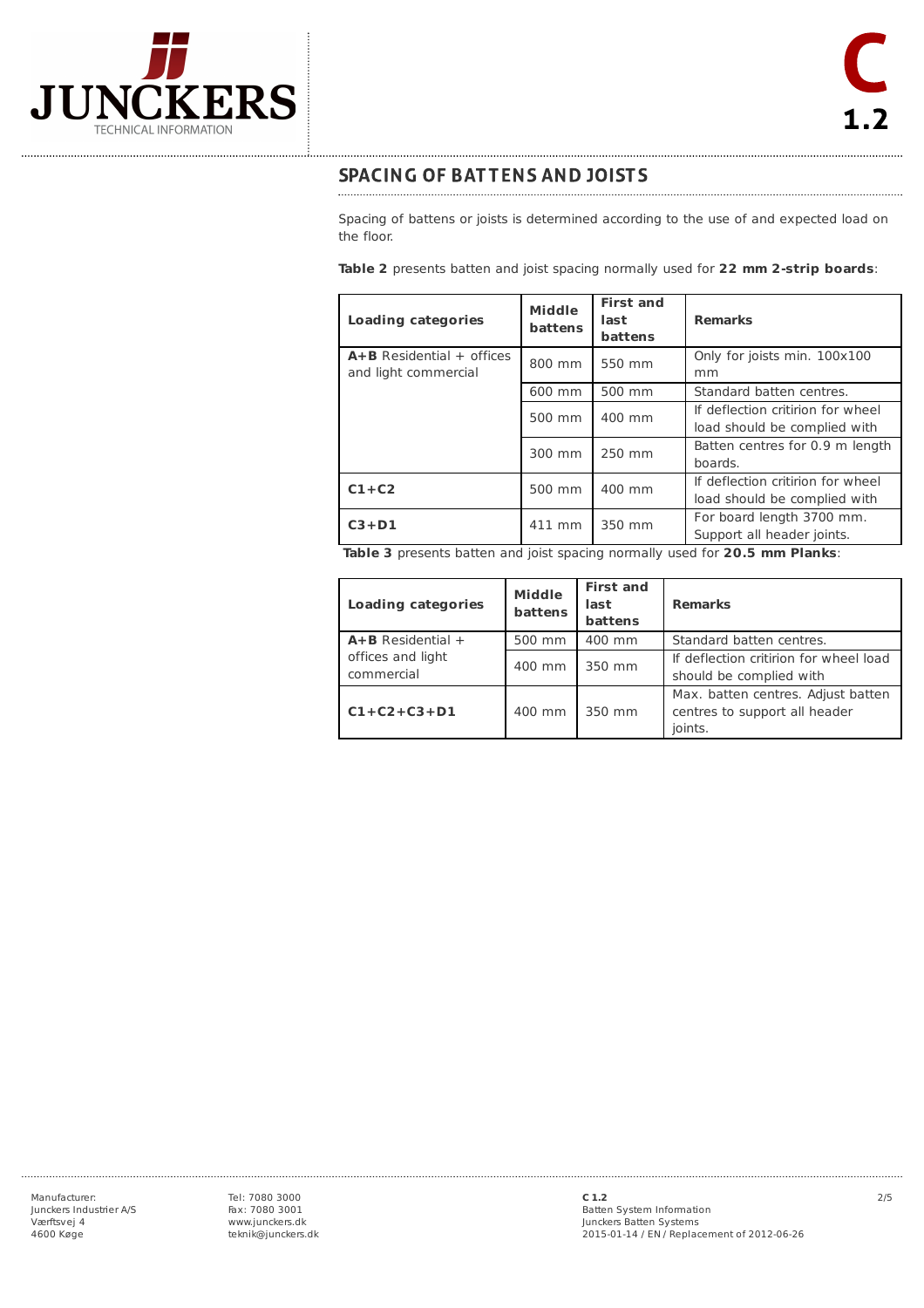## SPACING OF BATTENS AND JOISTS

Spacing of battens or joists is determined according to the use of and expected load on the floor.

**Table 2** presents batten and joist spacing normally used for **22 mm 2-strip boards**:

| Loading categories | Middle battens | First and last battens | Remarks |
|---|---|---|---|
| **A+B** Residential + offices and light commercial | 800 mm | 550 mm | Only for joists min. 100x100 mm |
| | 600 mm | 500 mm | Standard batten centres. |
| | 500 mm | 400 mm | If deflection critirion for wheel load should be complied with |
| | 300 mm | 250 mm | Batten centres for 0.9 m length boards. |
| **C1+C2** | 500 mm | 400 mm | If deflection critirion for wheel load should be complied with |
| **C3+D1** | 411 mm | 350 mm | For board length 3700 mm. Support all header joints. |

**Table 3** presents batten and joist spacing normally used for **20.5 mm Planks**:

| Loading categories | Middle battens | First and last battens | Remarks |
|---|---|---|---|
| **A+B** Residential + offices and light commercial | 500 mm | 400 mm | Standard batten centres. |
| | 400 mm | 350 mm | If deflection critirion for wheel load should be complied with |
| **C1+C2+C3+D1** | 400 mm | 350 mm | Max. batten centres. Adjust batten centres to support all header joints. |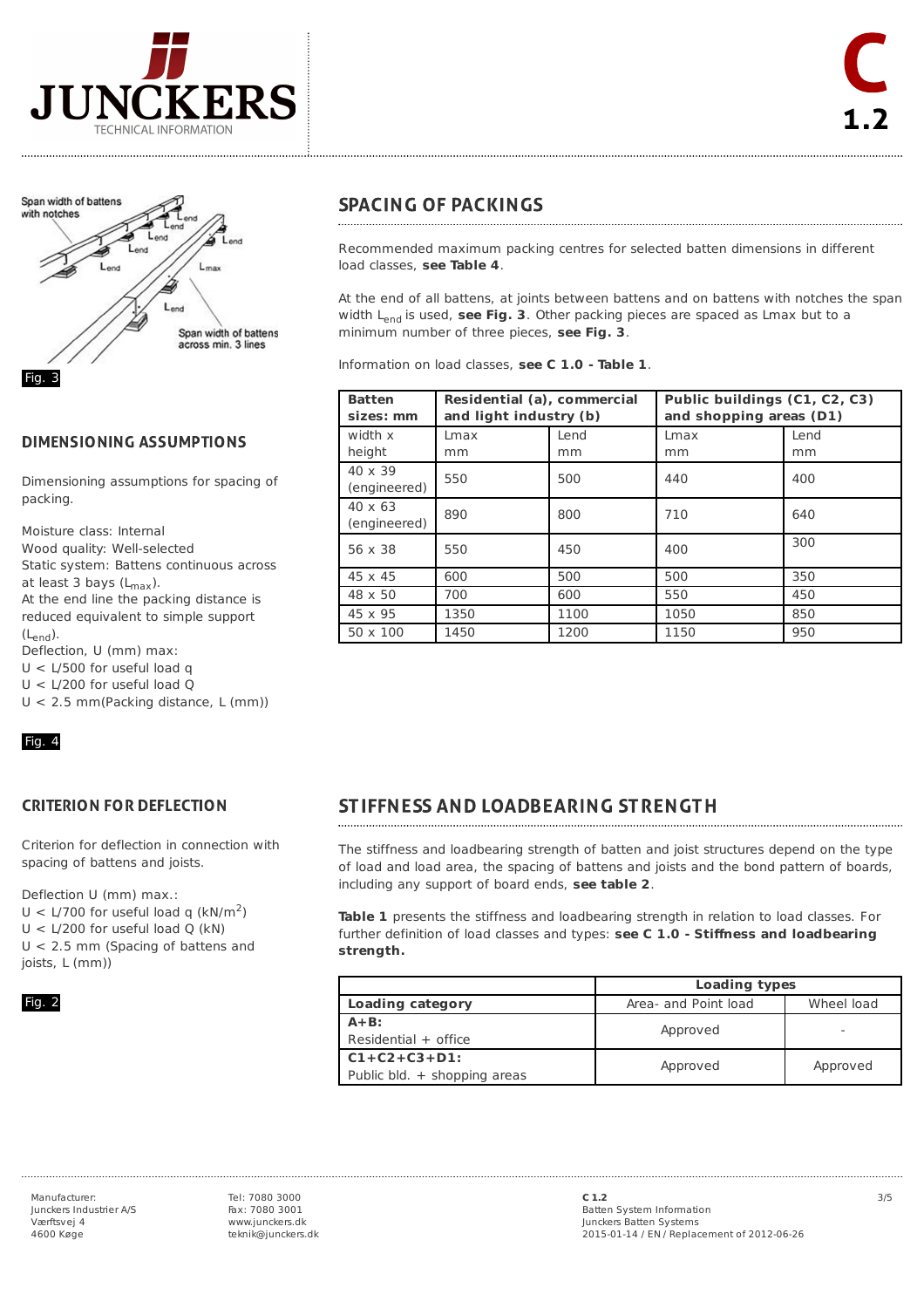Span width of battens with notches

$L_{end}$

$L_{max}$

Span width of battens across min. 3 lines

Fig. 3

## DIMENSIONING ASSUMPTIONS

Dimensioning assumptions for spacing of packing.

Moisture class: Internal
Wood quality: Well-selected
Static system: Battens continuous across at least 3 bays ($L_{max}$).
At the end line the packing distance is reduced equivalent to simple support ($L_{end}$).
Deflection, U (mm) max:
U < L/500 for useful load q
U < L/200 for useful load Q
U < 2.5 mm(Packing distance, L (mm))

Fig. 4

## CRITERION FOR DEFLECTION

Criterion for deflection in connection with spacing of battens and joists.

Deflection U (mm) max.:
U < L/700 for useful load q (kN/$m^2$)
U < L/200 for useful load Q (kN)
U < 2.5 mm (Spacing of battens and joists, L (mm))

Fig. 2

## SPACING OF PACKINGS

Recommended maximum packing centres for selected batten dimensions in different load classes, **see Table 4**.

At the end of all battens, at joints between battens and on battens with notches the span width $L_{end}$ is used, **see Fig. 3**. Other packing pieces are spaced as Lmax but to a minimum number of three pieces, **see Fig. 3**.

Information on load classes, **see C 1.0 - Table 1**.

| **Batten sizes: mm** | **Residential (a), commercial and light industry (b)** | | **Public buildings (C1, C2, C3) and shopping areas (D1)** | |
|---|---|---|---|---|
| width x height | Lmax mm | Lend mm | Lmax mm | Lend mm |
| 40 x 39 (engineered) | 550 | 500 | 440 | 400 |
| 40 x 63 (engineered) | 890 | 800 | 710 | 640 |
| 56 x 38 | 550 | 450 | 400 | 300 |
| 45 x 45 | 600 | 500 | 500 | 350 |
| 48 x 50 | 700 | 600 | 550 | 450 |
| 45 x 95 | 1350 | 1100 | 1050 | 850 |
| 50 x 100 | 1450 | 1200 | 1150 | 950 |

## STIFFNESS AND LOADBEARING STRENGTH

The stiffness and loadbearing strength of batten and joist structures depend on the type of load and load area, the spacing of battens and joists and the bond pattern of boards, including any support of board ends, **see table 2**.

**Table 1** presents the stiffness and loadbearing strength in relation to load classes. For further definition of load classes and types: **see C 1.0 - Stiffness and loadbearing strength.**

| | **Loading types** | |
|---|---|---|
| **Loading category** | Area- and Point load | Wheel load |
| **A+B:** Residential + office | Approved | - |
| **C1+C2+C3+D1:** Public bld. + shopping areas | Approved | Approved |

Manufacturer:
Junckers Industrier A/S
Værftsvej 4
4600 Køge

Tel: 7080 3000
Fax: 7080 3001
www.junckers.dk
teknik@junckers.dk

C 1.2
Batten System Information
Junckers Batten Systems
2015-01-14 / EN / Replacement of 2012-06-26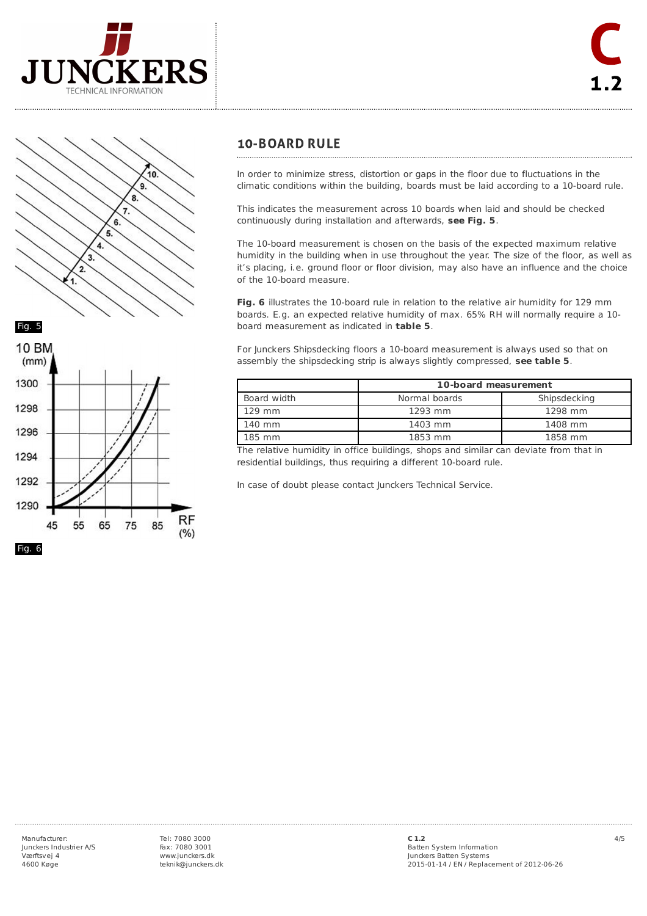1.
2.
3.
4.
5.
6.
7.
8.
9.
10.

Fig. 5

10 BM
(mm)
1300
1298
1296
1294
1292
1290
45 55 65 75 85
RF
(%)

Fig. 6

## 10-BOARD RULE

In order to minimize stress, distortion or gaps in the floor due to fluctuations in the climatic conditions within the building, boards must be laid according to a 10-board rule.

This indicates the measurement across 10 boards when laid and should be checked continuously during installation and afterwards, **see Fig. 5**.

The 10-board measurement is chosen on the basis of the expected maximum relative humidity in the building when in use throughout the year. The size of the floor, as well as it's placing, i.e. ground floor or floor division, may also have an influence and the choice of the 10-board measure.

**Fig. 6** illustrates the 10-board rule in relation to the relative air humidity for 129 mm boards. E.g. an expected relative humidity of max. 65% RH will normally require a 10-board measurement as indicated in **table 5**.

For Junckers Shipsdecking floors a 10-board measurement is always used so that on assembly the shipsdecking strip is always slightly compressed, **see table 5**.

| | **10-board measurement** | |
|---|---|---|
| Board width | Normal boards | Shipsdecking |
| 129 mm | 1293 mm | 1298 mm |
| 140 mm | 1403 mm | 1408 mm |
| 185 mm | 1853 mm | 1858 mm |

The relative humidity in office buildings, shops and similar can deviate from that in residential buildings, thus requiring a different 10-board rule.

In case of doubt please contact Junckers Technical Service.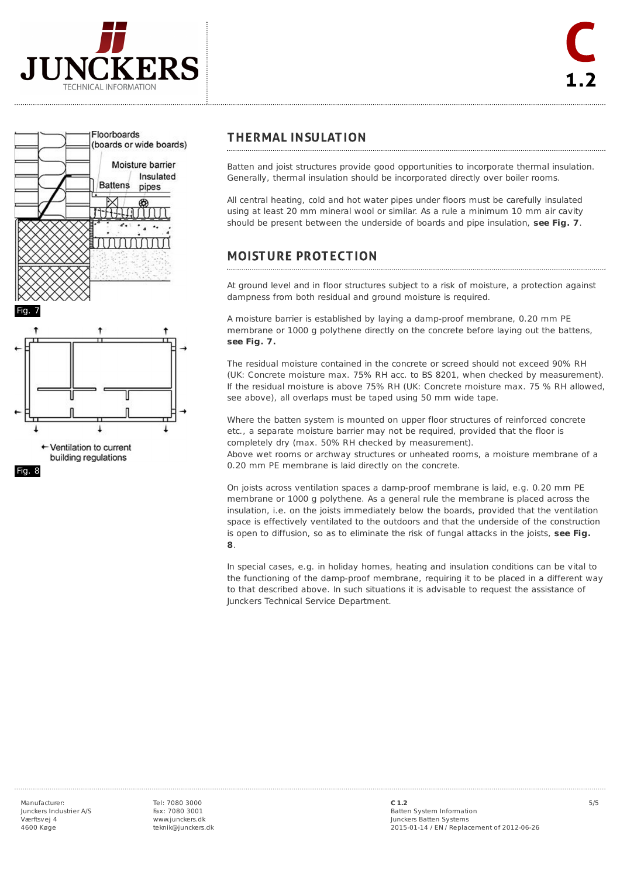Floorboards (boards or wide boards)

Moisture barrier

Insulated pipes

Battens

Fig. 7

← Ventilation to current building regulations

Fig. 8

## THERMAL INSULATION

Batten and joist structures provide good opportunities to incorporate thermal insulation. Generally, thermal insulation should be incorporated directly over boiler rooms.

All central heating, cold and hot water pipes under floors must be carefully insulated using at least 20 mm mineral wool or similar. As a rule a minimum 10 mm air cavity should be present between the underside of boards and pipe insulation, **see Fig. 7**.

## MOISTURE PROTECTION

At ground level and in floor structures subject to a risk of moisture, a protection against dampness from both residual and ground moisture is required.

A moisture barrier is established by laying a damp-proof membrane, 0.20 mm PE membrane or 1000 g polythene directly on the concrete before laying out the battens, **see Fig. 7.**

The residual moisture contained in the concrete or screed should not exceed 90% RH (UK: Concrete moisture max. 75% RH acc. to BS 8201, when checked by measurement). If the residual moisture is above 75% RH (UK: Concrete moisture max. 75 % RH allowed, see above), all overlaps must be taped using 50 mm wide tape.

Where the batten system is mounted on upper floor structures of reinforced concrete etc., a separate moisture barrier may not be required, provided that the floor is completely dry (max. 50% RH checked by measurement).
Above wet rooms or archway structures or unheated rooms, a moisture membrane of a 0.20 mm PE membrane is laid directly on the concrete.

On joists across ventilation spaces a damp-proof membrane is laid, e.g. 0.20 mm PE membrane or 1000 g polythene. As a general rule the membrane is placed across the insulation, i.e. on the joists immediately below the boards, provided that the ventilation space is effectively ventilated to the outdoors and that the underside of the construction is open to diffusion, so as to eliminate the risk of fungal attacks in the joists, **see Fig. 8**.

In special cases, e.g. in holiday homes, heating and insulation conditions can be vital to the functioning of the damp-proof membrane, requiring it to be placed in a different way to that described above. In such situations it is advisable to request the assistance of Junckers Technical Service Department.